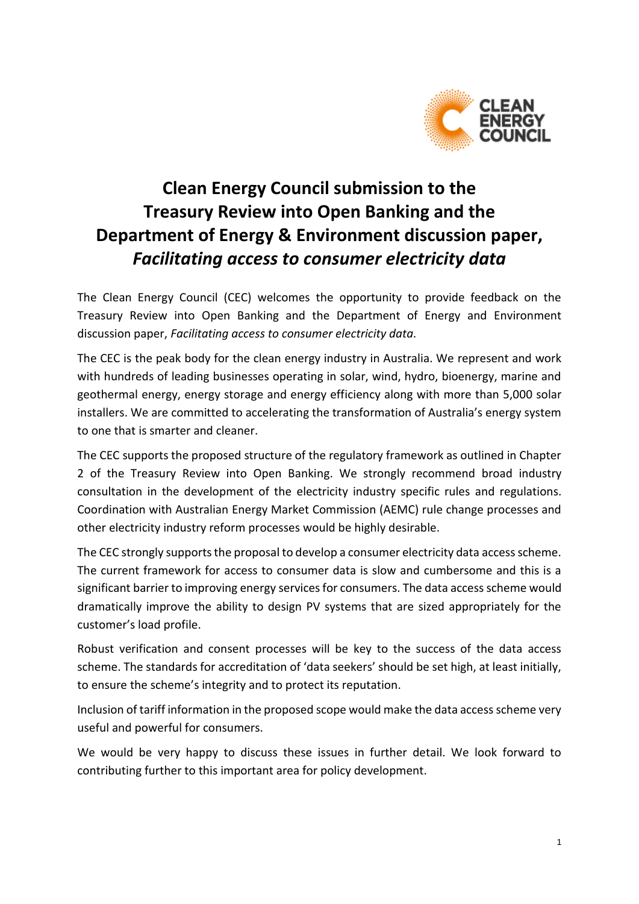# Clean Energy Council submission to the Treasury Review into Open Banking and the Department of Energy & Environment discussion paper, *Facilitating access to consumer electricity data*

The Clean Energy Council (CEC) welcomes the opportunity to provide feedback on the Treasury Review into Open Banking and the Department of Energy and Environment discussion paper, *Facilitating access to consumer electricity data.*

The CEC is the peak body for the clean energy industry in Australia. We represent and work with hundreds of leading businesses operating in solar, wind, hydro, bioenergy, marine and geothermal energy, energy storage and energy efficiency along with more than 5,000 solar installers. We are committed to accelerating the transformation of Australia's energy system to one that is smarter and cleaner.

The CEC supports the proposed structure of the regulatory framework as outlined in Chapter 2 of the Treasury Review into Open Banking. We strongly recommend broad industry consultation in the development of the electricity industry specific rules and regulations. Coordination with Australian Energy Market Commission (AEMC) rule change processes and other electricity industry reform processes would be highly desirable.

The CEC strongly supports the proposal to develop a consumer electricity data access scheme. The current framework for access to consumer data is slow and cumbersome and this is a significant barrier to improving energy services for consumers. The data access scheme would dramatically improve the ability to design PV systems that are sized appropriately for the customer's load profile.

Robust verification and consent processes will be key to the success of the data access scheme. The standards for accreditation of 'data seekers' should be set high, at least initially, to ensure the scheme's integrity and to protect its reputation.

Inclusion of tariff information in the proposed scope would make the data access scheme very useful and powerful for consumers.

We would be very happy to discuss these issues in further detail. We look forward to contributing further to this important area for policy development.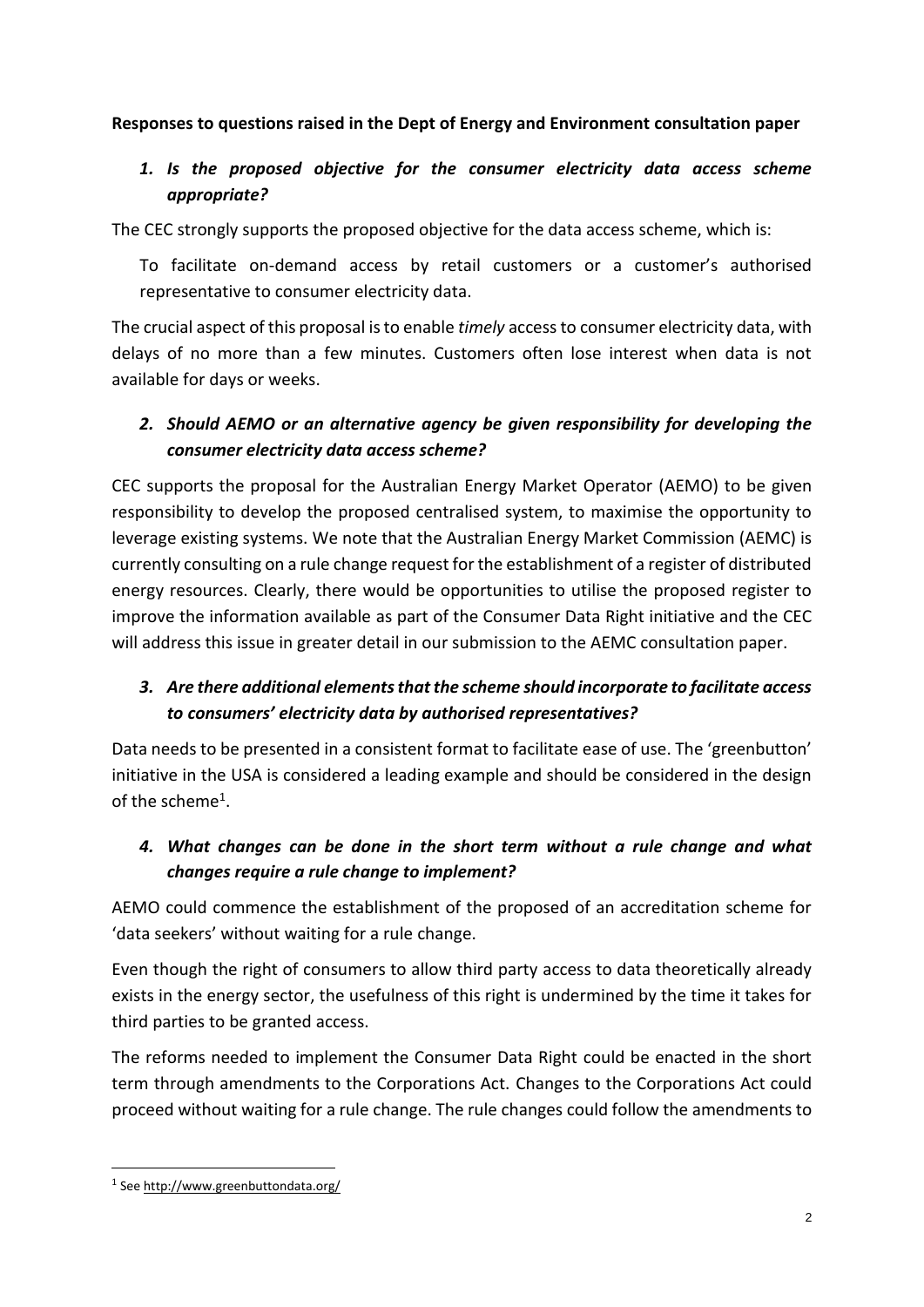**Responses to questions raised in the Dept of Energy and Environment consultation paper**

1. ***Is the proposed objective for the consumer electricity data access scheme appropriate?***

The CEC strongly supports the proposed objective for the data access scheme, which is:

> To facilitate on-demand access by retail customers or a customer's authorised representative to consumer electricity data.

The crucial aspect of this proposal is to enable *timely* access to consumer electricity data, with delays of no more than a few minutes. Customers often lose interest when data is not available for days or weeks.

2. ***Should AEMO or an alternative agency be given responsibility for developing the consumer electricity data access scheme?***

CEC supports the proposal for the Australian Energy Market Operator (AEMO) to be given responsibility to develop the proposed centralised system, to maximise the opportunity to leverage existing systems. We note that the Australian Energy Market Commission (AEMC) is currently consulting on a rule change request for the establishment of a register of distributed energy resources. Clearly, there would be opportunities to utilise the proposed register to improve the information available as part of the Consumer Data Right initiative and the CEC will address this issue in greater detail in our submission to the AEMC consultation paper.

3. ***Are there additional elements that the scheme should incorporate to facilitate access to consumers' electricity data by authorised representatives?***

Data needs to be presented in a consistent format to facilitate ease of use. The 'greenbutton' initiative in the USA is considered a leading example and should be considered in the design of the scheme[1].

4. ***What changes can be done in the short term without a rule change and what changes require a rule change to implement?***

AEMO could commence the establishment of the proposed of an accreditation scheme for 'data seekers' without waiting for a rule change.

Even though the right of consumers to allow third party access to data theoretically already exists in the energy sector, the usefulness of this right is undermined by the time it takes for third parties to be granted access.

The reforms needed to implement the Consumer Data Right could be enacted in the short term through amendments to the Corporations Act. Changes to the Corporations Act could proceed without waiting for a rule change. The rule changes could follow the amendments to

---

[1] See http://www.greenbuttondata.org/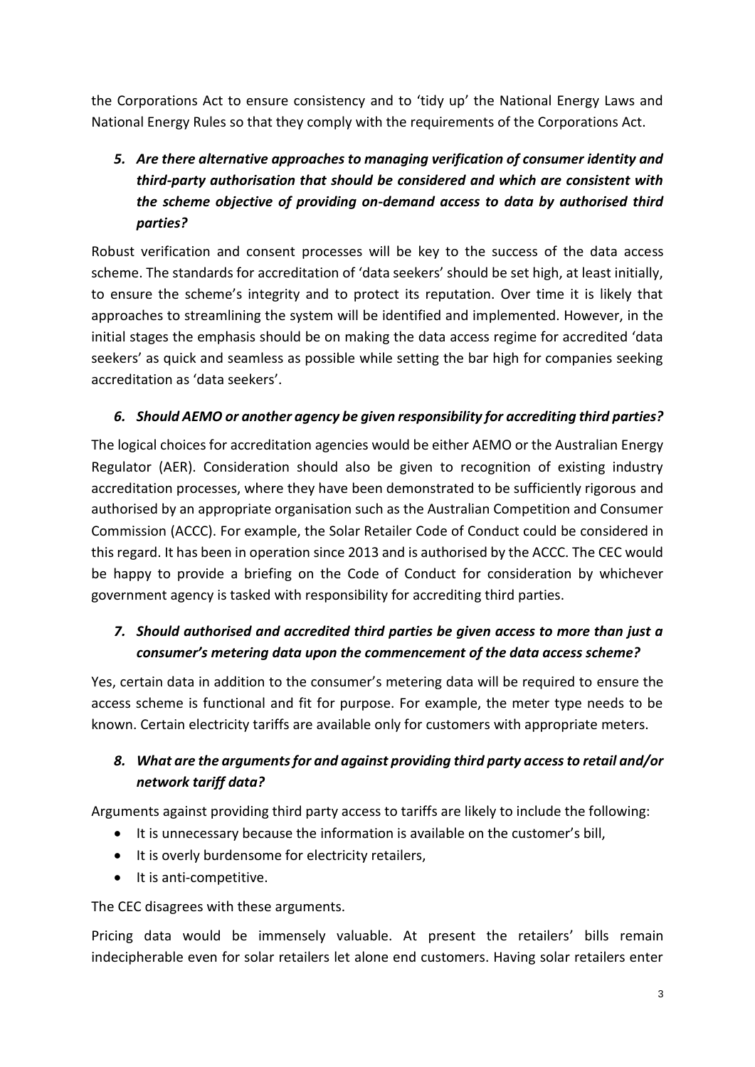the Corporations Act to ensure consistency and to 'tidy up' the National Energy Laws and National Energy Rules so that they comply with the requirements of the Corporations Act.

### *5. Are there alternative approaches to managing verification of consumer identity and third-party authorisation that should be considered and which are consistent with the scheme objective of providing on-demand access to data by authorised third parties?*

Robust verification and consent processes will be key to the success of the data access scheme. The standards for accreditation of 'data seekers' should be set high, at least initially, to ensure the scheme's integrity and to protect its reputation. Over time it is likely that approaches to streamlining the system will be identified and implemented. However, in the initial stages the emphasis should be on making the data access regime for accredited 'data seekers' as quick and seamless as possible while setting the bar high for companies seeking accreditation as 'data seekers'.

### *6. Should AEMO or another agency be given responsibility for accrediting third parties?*

The logical choices for accreditation agencies would be either AEMO or the Australian Energy Regulator (AER). Consideration should also be given to recognition of existing industry accreditation processes, where they have been demonstrated to be sufficiently rigorous and authorised by an appropriate organisation such as the Australian Competition and Consumer Commission (ACCC). For example, the Solar Retailer Code of Conduct could be considered in this regard. It has been in operation since 2013 and is authorised by the ACCC. The CEC would be happy to provide a briefing on the Code of Conduct for consideration by whichever government agency is tasked with responsibility for accrediting third parties.

### *7. Should authorised and accredited third parties be given access to more than just a consumer's metering data upon the commencement of the data access scheme?*

Yes, certain data in addition to the consumer's metering data will be required to ensure the access scheme is functional and fit for purpose. For example, the meter type needs to be known. Certain electricity tariffs are available only for customers with appropriate meters.

### *8. What are the arguments for and against providing third party access to retail and/or network tariff data?*

Arguments against providing third party access to tariffs are likely to include the following:

- It is unnecessary because the information is available on the customer's bill,
- It is overly burdensome for electricity retailers,
- It is anti-competitive.

The CEC disagrees with these arguments.

Pricing data would be immensely valuable. At present the retailers' bills remain indecipherable even for solar retailers let alone end customers. Having solar retailers enter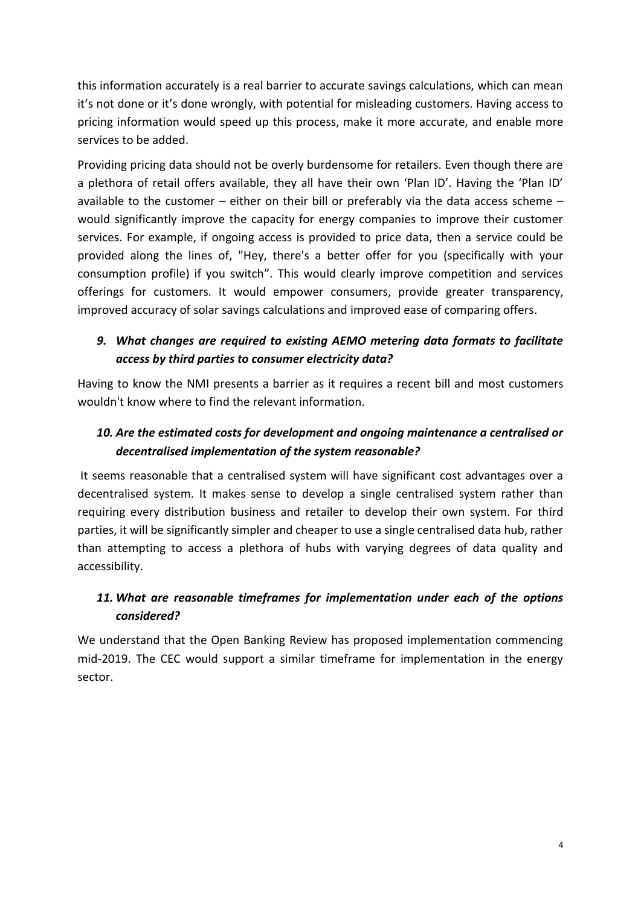this information accurately is a real barrier to accurate savings calculations, which can mean it's not done or it's done wrongly, with potential for misleading customers. Having access to pricing information would speed up this process, make it more accurate, and enable more services to be added.

Providing pricing data should not be overly burdensome for retailers. Even though there are a plethora of retail offers available, they all have their own 'Plan ID'. Having the 'Plan ID' available to the customer – either on their bill or preferably via the data access scheme – would significantly improve the capacity for energy companies to improve their customer services. For example, if ongoing access is provided to price data, then a service could be provided along the lines of, "Hey, there's a better offer for you (specifically with your consumption profile) if you switch". This would clearly improve competition and services offerings for customers. It would empower consumers, provide greater transparency, improved accuracy of solar savings calculations and improved ease of comparing offers.

### *9. What changes are required to existing AEMO metering data formats to facilitate access by third parties to consumer electricity data?*

Having to know the NMI presents a barrier as it requires a recent bill and most customers wouldn't know where to find the relevant information.

### *10. Are the estimated costs for development and ongoing maintenance a centralised or decentralised implementation of the system reasonable?*

It seems reasonable that a centralised system will have significant cost advantages over a decentralised system. It makes sense to develop a single centralised system rather than requiring every distribution business and retailer to develop their own system. For third parties, it will be significantly simpler and cheaper to use a single centralised data hub, rather than attempting to access a plethora of hubs with varying degrees of data quality and accessibility.

### *11. What are reasonable timeframes for implementation under each of the options considered?*

We understand that the Open Banking Review has proposed implementation commencing mid-2019. The CEC would support a similar timeframe for implementation in the energy sector.